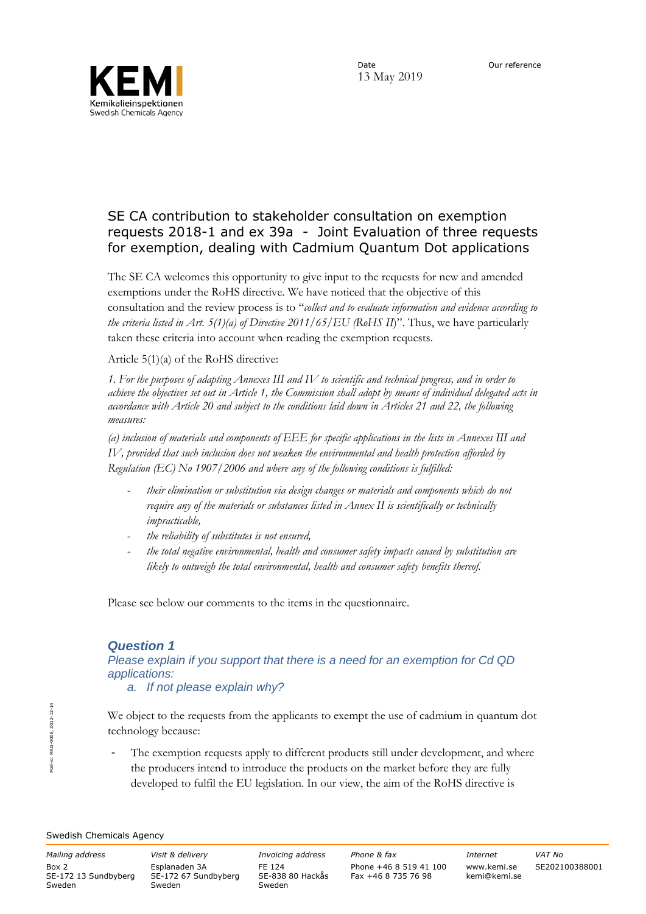KEMI
Kemikalieinspektionen
Swedish Chemicals Agency

Date
13 May 2019

Our reference

## SE CA contribution to stakeholder consultation on exemption requests 2018-1 and ex 39a - Joint Evaluation of three requests for exemption, dealing with Cadmium Quantum Dot applications

The SE CA welcomes this opportunity to give input to the requests for new and amended exemptions under the RoHS directive. We have noticed that the objective of this consultation and the review process is to "*collect and to evaluate information and evidence according to the criteria listed in Art. 5(1)(a) of Directive 2011/65/EU (RoHS II)*". Thus, we have particularly taken these criteria into account when reading the exemption requests.

Article 5(1)(a) of the RoHS directive:

*1. For the purposes of adapting Annexes III and IV to scientific and technical progress, and in order to achieve the objectives set out in Article 1, the Commission shall adopt by means of individual delegated acts in accordance with Article 20 and subject to the conditions laid down in Articles 21 and 22, the following measures:*

*(a) inclusion of materials and components of EEE for specific applications in the lists in Annexes III and IV, provided that such inclusion does not weaken the environmental and health protection afforded by Regulation (EC) No 1907/2006 and where any of the following conditions is fulfilled:*

- *their elimination or substitution via design changes or materials and components which do not require any of the materials or substances listed in Annex II is scientifically or technically impracticable,*
- *the reliability of substitutes is not ensured,*
- *the total negative environmental, health and consumer safety impacts caused by substitution are likely to outweigh the total environmental, health and consumer safety benefits thereof.*

Please see below our comments to the items in the questionnaire.

### *Question 1*

*Please explain if you support that there is a need for an exemption for Cd QD applications:*

*a. If not please explain why?*

We object to the requests from the applicants to exempt the use of cadmium in quantum dot technology because:

- The exemption requests apply to different products still under development, and where the producers intend to introduce the products on the market before they are fully developed to fulfil the EU legislation. In our view, the aim of the RoHS directive is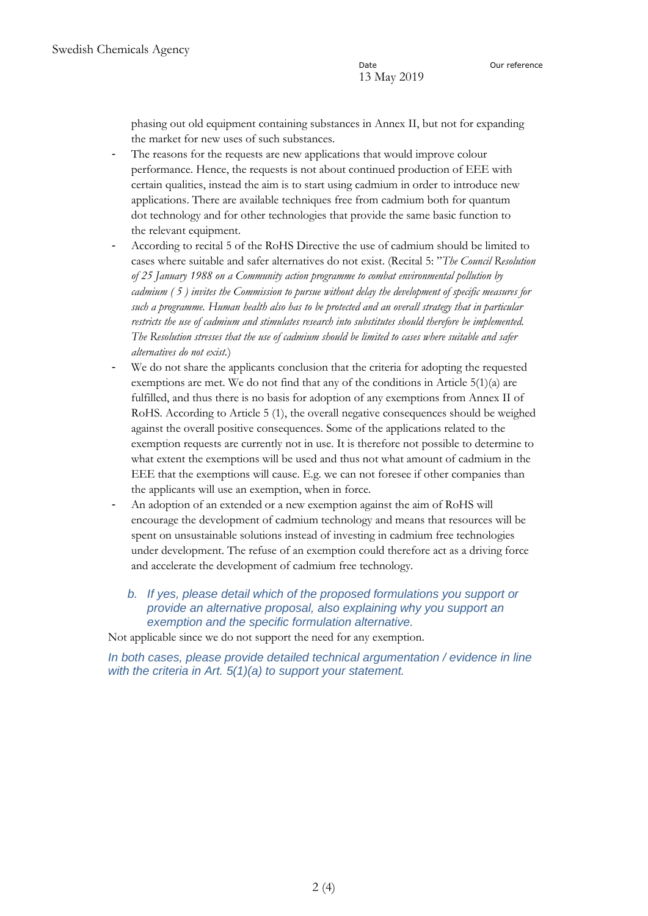phasing out old equipment containing substances in Annex II, but not for expanding the market for new uses of such substances.

- The reasons for the requests are new applications that would improve colour performance. Hence, the requests is not about continued production of EEE with certain qualities, instead the aim is to start using cadmium in order to introduce new applications. There are available techniques free from cadmium both for quantum dot technology and for other technologies that provide the same basic function to the relevant equipment.
- According to recital 5 of the RoHS Directive the use of cadmium should be limited to cases where suitable and safer alternatives do not exist. (Recital 5: "*The Council Resolution of 25 January 1988 on a Community action programme to combat environmental pollution by cadmium ( 5 ) invites the Commission to pursue without delay the development of specific measures for such a programme. Human health also has to be protected and an overall strategy that in particular restricts the use of cadmium and stimulates research into substitutes should therefore be implemented. The Resolution stresses that the use of cadmium should be limited to cases where suitable and safer alternatives do not exist.*)
- We do not share the applicants conclusion that the criteria for adopting the requested exemptions are met. We do not find that any of the conditions in Article 5(1)(a) are fulfilled, and thus there is no basis for adoption of any exemptions from Annex II of RoHS. According to Article 5 (1), the overall negative consequences should be weighed against the overall positive consequences. Some of the applications related to the exemption requests are currently not in use. It is therefore not possible to determine to what extent the exemptions will be used and thus not what amount of cadmium in the EEE that the exemptions will cause. E.g. we can not foresee if other companies than the applicants will use an exemption, when in force.
- An adoption of an extended or a new exemption against the aim of RoHS will encourage the development of cadmium technology and means that resources will be spent on unsustainable solutions instead of investing in cadmium free technologies under development. The refuse of an exemption could therefore act as a driving force and accelerate the development of cadmium free technology.

*b. If yes, please detail which of the proposed formulations you support or provide an alternative proposal, also explaining why you support an exemption and the specific formulation alternative.*

Not applicable since we do not support the need for any exemption.

*In both cases, please provide detailed technical argumentation / evidence in line with the criteria in Art. 5(1)(a) to support your statement.*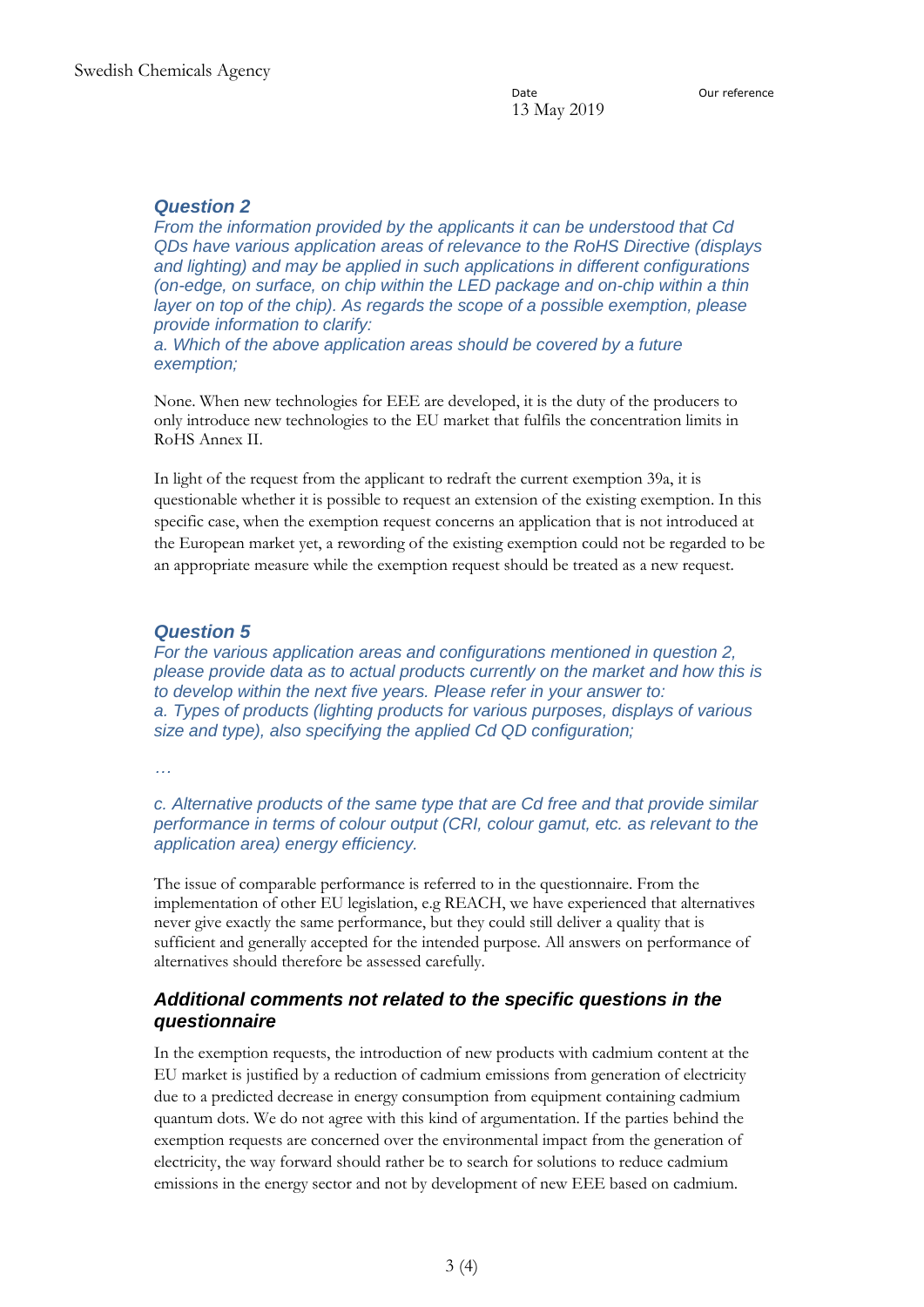### *Question 2*

*From the information provided by the applicants it can be understood that Cd QDs have various application areas of relevance to the RoHS Directive (displays and lighting) and may be applied in such applications in different configurations (on-edge, on surface, on chip within the LED package and on-chip within a thin layer on top of the chip). As regards the scope of a possible exemption, please provide information to clarify:*

*a. Which of the above application areas should be covered by a future exemption;*

None. When new technologies for EEE are developed, it is the duty of the producers to only introduce new technologies to the EU market that fulfils the concentration limits in RoHS Annex II.

In light of the request from the applicant to redraft the current exemption 39a, it is questionable whether it is possible to request an extension of the existing exemption. In this specific case, when the exemption request concerns an application that is not introduced at the European market yet, a rewording of the existing exemption could not be regarded to be an appropriate measure while the exemption request should be treated as a new request.

### *Question 5*

*For the various application areas and configurations mentioned in question 2, please provide data as to actual products currently on the market and how this is to develop within the next five years. Please refer in your answer to:*

*a. Types of products (lighting products for various purposes, displays of various size and type), also specifying the applied Cd QD configuration;*

…

*c. Alternative products of the same type that are Cd free and that provide similar performance in terms of colour output (CRI, colour gamut, etc. as relevant to the application area) energy efficiency.*

The issue of comparable performance is referred to in the questionnaire. From the implementation of other EU legislation, e.g REACH, we have experienced that alternatives never give exactly the same performance, but they could still deliver a quality that is sufficient and generally accepted for the intended purpose. All answers on performance of alternatives should therefore be assessed carefully.

### ***Additional comments not related to the specific questions in the questionnaire***

In the exemption requests, the introduction of new products with cadmium content at the EU market is justified by a reduction of cadmium emissions from generation of electricity due to a predicted decrease in energy consumption from equipment containing cadmium quantum dots. We do not agree with this kind of argumentation. If the parties behind the exemption requests are concerned over the environmental impact from the generation of electricity, the way forward should rather be to search for solutions to reduce cadmium emissions in the energy sector and not by development of new EEE based on cadmium.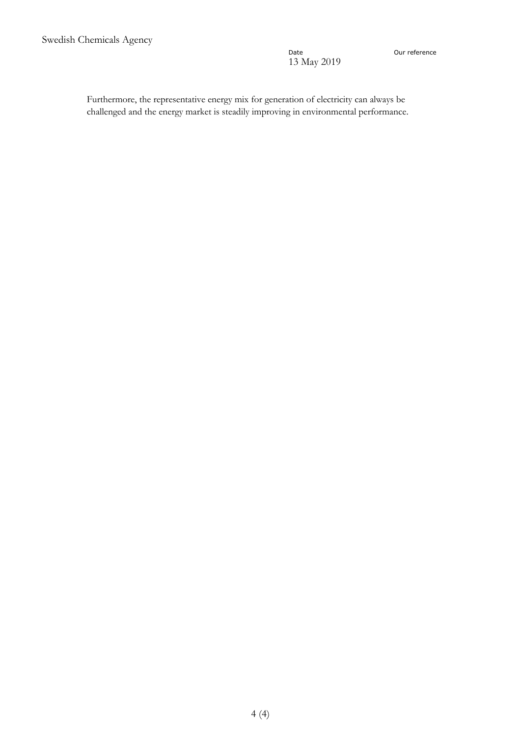Furthermore, the representative energy mix for generation of electricity can always be challenged and the energy market is steadily improving in environmental performance.